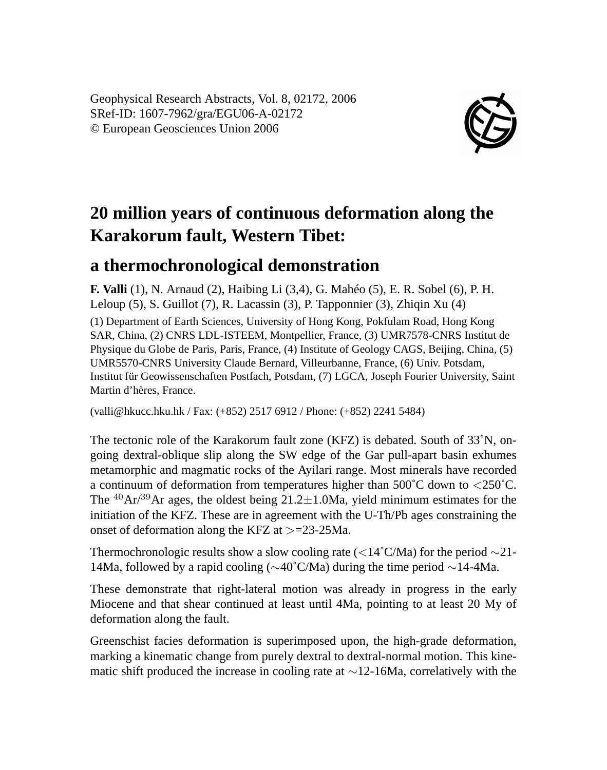Geophysical Research Abstracts, Vol. 8, 02172, 2006
SRef-ID: 1607-7962/gra/EGU06-A-02172
© European Geosciences Union 2006

# 20 million years of continuous deformation along the Karakorum fault, Western Tibet:

## a thermochronological demonstration

**F. Valli** (1), N. Arnaud (2), Haibing Li (3,4), G. Mahéo (5), E. R. Sobel (6), P. H. Leloup (5), S. Guillot (7), R. Lacassin (3), P. Tapponnier (3), Zhiqin Xu (4)

(1) Department of Earth Sciences, University of Hong Kong, Pokfulam Road, Hong Kong SAR, China, (2) CNRS LDL-ISTEEM, Montpellier, France, (3) UMR7578-CNRS Institut de Physique du Globe de Paris, Paris, France, (4) Institute of Geology CAGS, Beijing, China, (5) UMR5570-CNRS University Claude Bernard, Villeurbanne, France, (6) Univ. Potsdam, Institut für Geowissenschaften Postfach, Potsdam, (7) LGCA, Joseph Fourier University, Saint Martin d'hères, France.

(valli@hkucc.hku.hk / Fax: (+852) 2517 6912 / Phone: (+852) 2241 5484)

The tectonic role of the Karakorum fault zone (KFZ) is debated. South of 33˚N, on-going dextral-oblique slip along the SW edge of the Gar pull-apart basin exhumes metamorphic and magmatic rocks of the Ayilari range. Most minerals have recorded a continuum of deformation from temperatures higher than 500˚C down to $<$250˚C. The $^{40}Ar/^{39}Ar$ ages, the oldest being 21.2$\pm$1.0Ma, yield minimum estimates for the initiation of the KFZ. These are in agreement with the U-Th/Pb ages constraining the onset of deformation along the KFZ at $>$=23-25Ma.

Thermochronologic results show a slow cooling rate ($<$14˚C/Ma) for the period $\sim$21-14Ma, followed by a rapid cooling ($\sim$40˚C/Ma) during the time period $\sim$14-4Ma.

These demonstrate that right-lateral motion was already in progress in the early Miocene and that shear continued at least until 4Ma, pointing to at least 20 My of deformation along the fault.

Greenschist facies deformation is superimposed upon, the high-grade deformation, marking a kinematic change from purely dextral to dextral-normal motion. This kinematic shift produced the increase in cooling rate at $\sim$12-16Ma, correlatively with the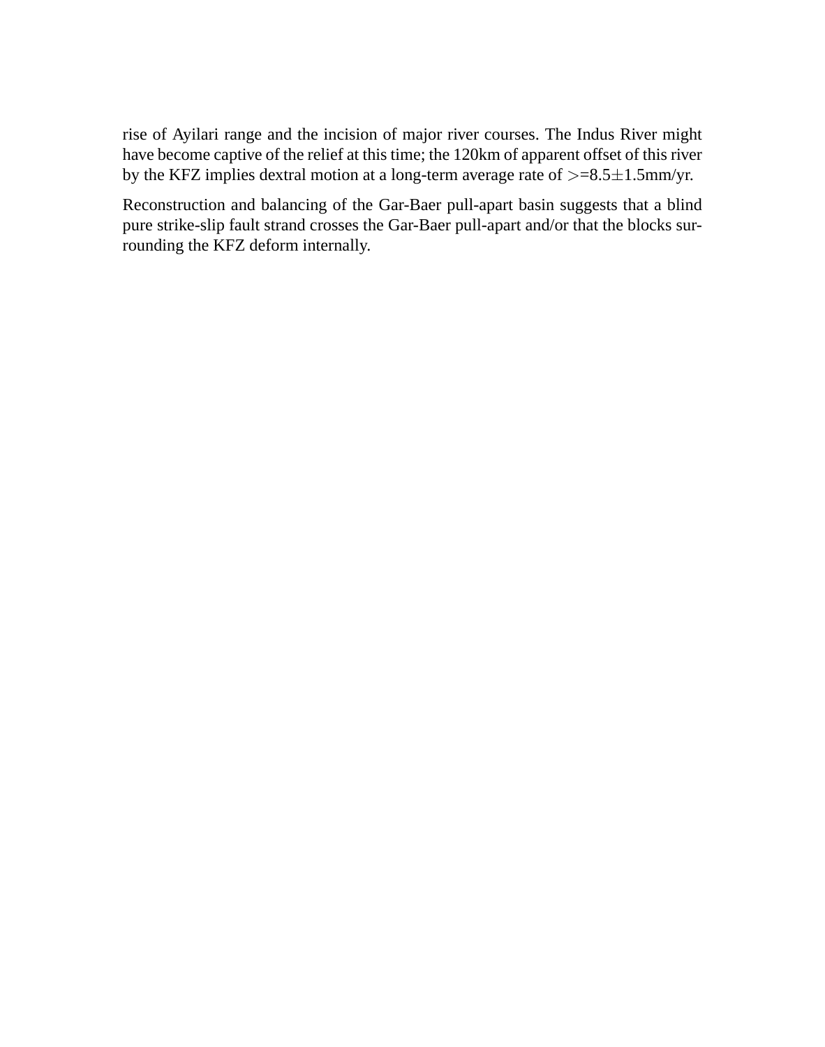rise of Ayilari range and the incision of major river courses. The Indus River might have become captive of the relief at this time; the 120km of apparent offset of this river by the KFZ implies dextral motion at a long-term average rate of $>=8.5\pm1.5$mm/yr.

Reconstruction and balancing of the Gar-Baer pull-apart basin suggests that a blind pure strike-slip fault strand crosses the Gar-Baer pull-apart and/or that the blocks surrounding the KFZ deform internally.